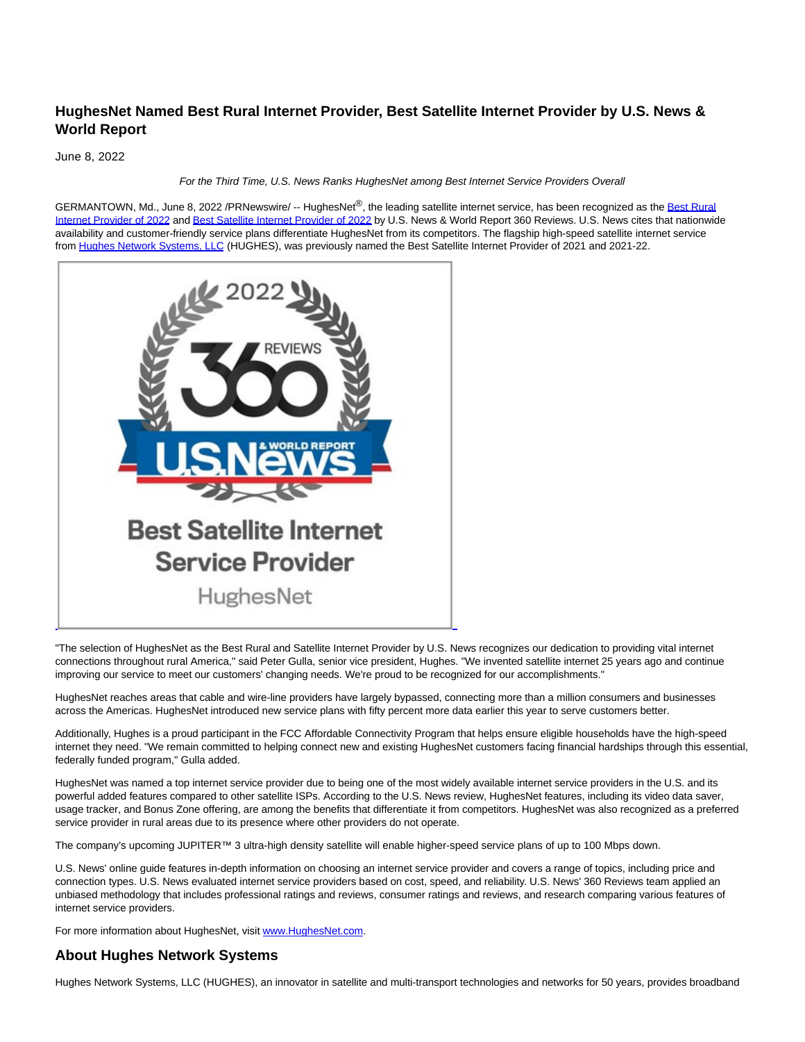# HughesNet Named Best Rural Internet Provider, Best Satellite Internet Provider by U.S. News & World Report

June 8, 2022

*For the Third Time, U.S. News Ranks HughesNet among Best Internet Service Providers Overall*

GERMANTOWN, Md., June 8, 2022 /PRNewswire/ -- HughesNet®, the leading satellite internet service, has been recognized as the Best Rural Internet Provider of 2022 and Best Satellite Internet Provider of 2022 by U.S. News & World Report 360 Reviews. U.S. News cites that nationwide availability and customer-friendly service plans differentiate HughesNet from its competitors. The flagship high-speed satellite internet service from Hughes Network Systems, LLC (HUGHES), was previously named the Best Satellite Internet Provider of 2021 and 2021-22.

"The selection of HughesNet as the Best Rural and Satellite Internet Provider by U.S. News recognizes our dedication to providing vital internet connections throughout rural America," said Peter Gulla, senior vice president, Hughes. "We invented satellite internet 25 years ago and continue improving our service to meet our customers' changing needs. We're proud to be recognized for our accomplishments."

HughesNet reaches areas that cable and wire-line providers have largely bypassed, connecting more than a million consumers and businesses across the Americas. HughesNet introduced new service plans with fifty percent more data earlier this year to serve customers better.

Additionally, Hughes is a proud participant in the FCC Affordable Connectivity Program that helps ensure eligible households have the high-speed internet they need. "We remain committed to helping connect new and existing HughesNet customers facing financial hardships through this essential, federally funded program," Gulla added.

HughesNet was named a top internet service provider due to being one of the most widely available internet service providers in the U.S. and its powerful added features compared to other satellite ISPs. According to the U.S. News review, HughesNet features, including its video data saver, usage tracker, and Bonus Zone offering, are among the benefits that differentiate it from competitors. HughesNet was also recognized as a preferred service provider in rural areas due to its presence where other providers do not operate.

The company's upcoming JUPITER™ 3 ultra-high density satellite will enable higher-speed service plans of up to 100 Mbps down.

U.S. News' online guide features in-depth information on choosing an internet service provider and covers a range of topics, including price and connection types. U.S. News evaluated internet service providers based on cost, speed, and reliability. U.S. News' 360 Reviews team applied an unbiased methodology that includes professional ratings and reviews, consumer ratings and reviews, and research comparing various features of internet service providers.

For more information about HughesNet, visit www.HughesNet.com.

## About Hughes Network Systems

Hughes Network Systems, LLC (HUGHES), an innovator in satellite and multi-transport technologies and networks for 50 years, provides broadband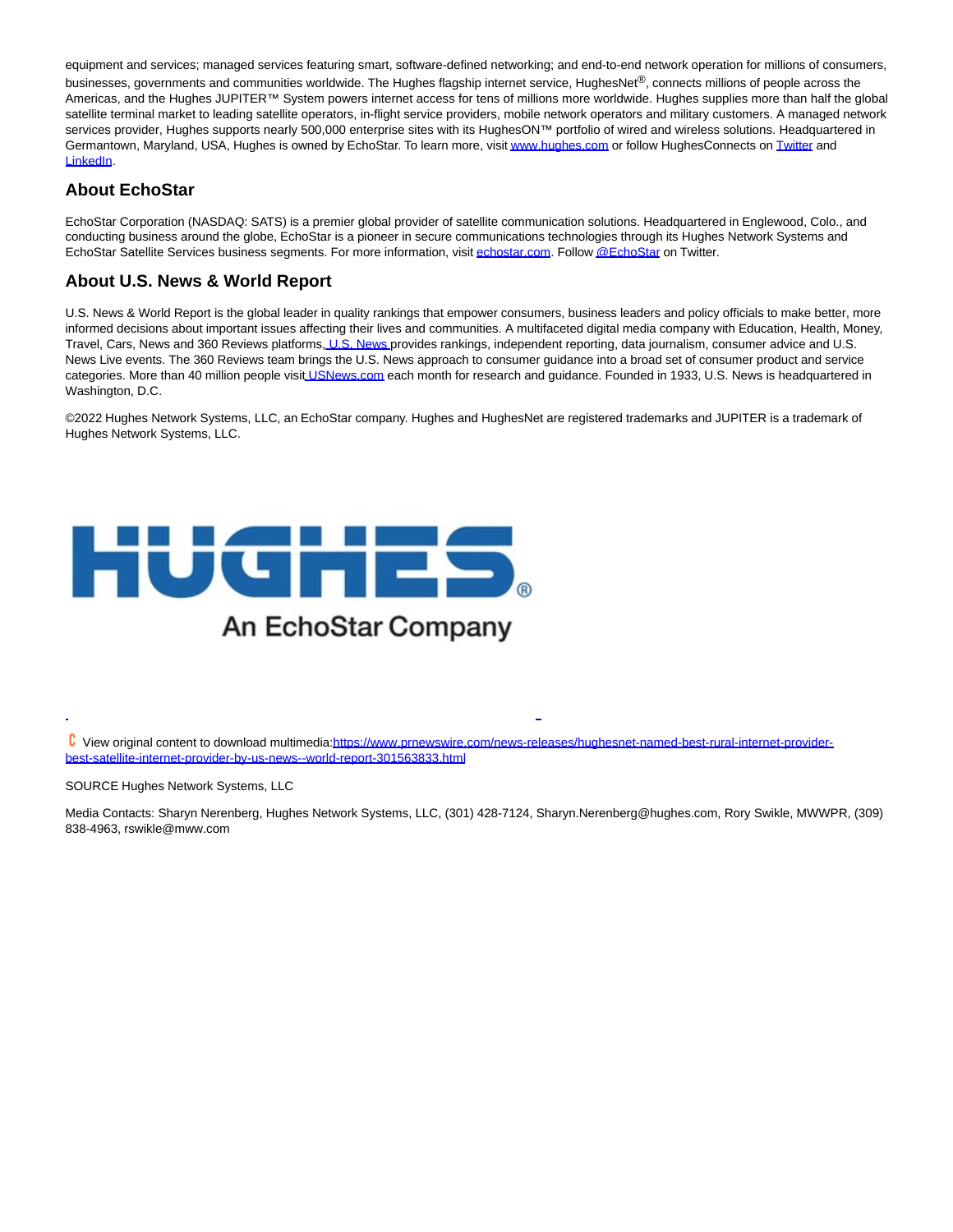equipment and services; managed services featuring smart, software-defined networking; and end-to-end network operation for millions of consumers, businesses, governments and communities worldwide. The Hughes flagship internet service, HughesNet®, connects millions of people across the Americas, and the Hughes JUPITER™ System powers internet access for tens of millions more worldwide. Hughes supplies more than half the global satellite terminal market to leading satellite operators, in-flight service providers, mobile network operators and military customers. A managed network services provider, Hughes supports nearly 500,000 enterprise sites with its HughesON™ portfolio of wired and wireless solutions. Headquartered in Germantown, Maryland, USA, Hughes is owned by EchoStar. To learn more, visit www.hughes.com or follow HughesConnects on Twitter and LinkedIn.

## About EchoStar

EchoStar Corporation (NASDAQ: SATS) is a premier global provider of satellite communication solutions. Headquartered in Englewood, Colo., and conducting business around the globe, EchoStar is a pioneer in secure communications technologies through its Hughes Network Systems and EchoStar Satellite Services business segments. For more information, visit echostar.com. Follow @EchoStar on Twitter.

## About U.S. News & World Report

U.S. News & World Report is the global leader in quality rankings that empower consumers, business leaders and policy officials to make better, more informed decisions about important issues affecting their lives and communities. A multifaceted digital media company with Education, Health, Money, Travel, Cars, News and 360 Reviews platforms, U.S. News provides rankings, independent reporting, data journalism, consumer advice and U.S. News Live events. The 360 Reviews team brings the U.S. News approach to consumer guidance into a broad set of consumer product and service categories. More than 40 million people visit USNews.com each month for research and guidance. Founded in 1933, U.S. News is headquartered in Washington, D.C.

©2022 Hughes Network Systems, LLC, an EchoStar company. Hughes and HughesNet are registered trademarks and JUPITER is a trademark of Hughes Network Systems, LLC.

HUGHES®
An EchoStar Company

View original content to download multimedia:https://www.prnewswire.com/news-releases/hughesnet-named-best-rural-internet-provider-best-satellite-internet-provider-by-us-news--world-report-301563833.html

SOURCE Hughes Network Systems, LLC

Media Contacts: Sharyn Nerenberg, Hughes Network Systems, LLC, (301) 428-7124, Sharyn.Nerenberg@hughes.com, Rory Swikle, MWWPR, (309) 838-4963, rswikle@mww.com